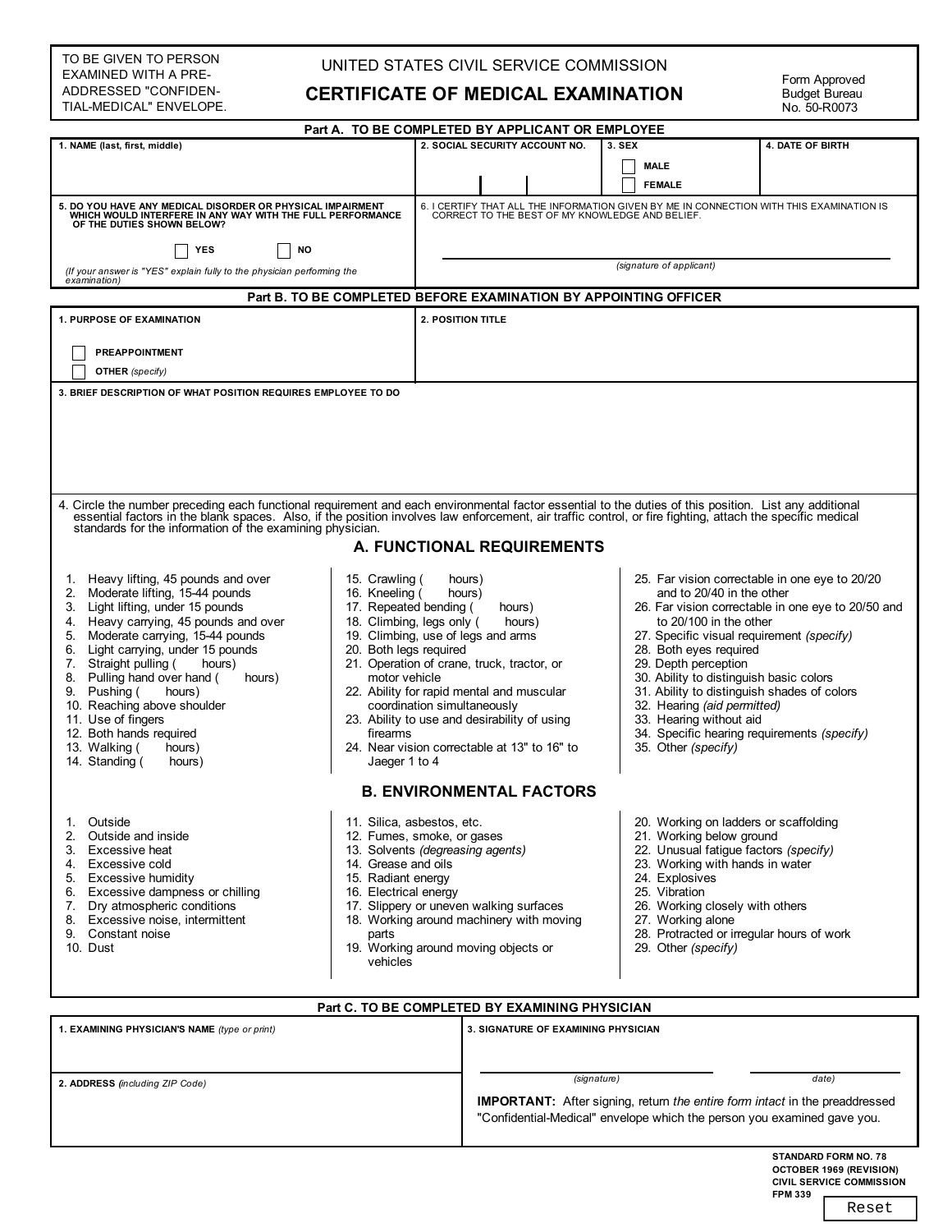TO BE GIVEN TO PERSON EXAMINED WITH A PRE-ADDRESSED "CONFIDENTIAL-MEDICAL" ENVELOPE.

UNITED STATES CIVIL SERVICE COMMISSION

# CERTIFICATE OF MEDICAL EXAMINATION

Form Approved
Budget Bureau
No. 50-R0073

## Part A. TO BE COMPLETED BY APPLICANT OR EMPLOYEE

| 1. NAME (last, first, middle) | 2. SOCIAL SECURITY ACCOUNT NO. | 3. SEX | 4. DATE OF BIRTH |
|---|---|---|---|
| | | ☐ MALE ☐ FEMALE | |

**5. DO YOU HAVE ANY MEDICAL DISORDER OR PHYSICAL IMPAIRMENT WHICH WOULD INTERFERE IN ANY WAY WITH THE FULL PERFORMANCE OF THE DUTIES SHOWN BELOW?**

☐ YES ☐ NO

*(If your answer is "YES" explain fully to the physician performing the examination)*

6. I CERTIFY THAT ALL THE INFORMATION GIVEN BY ME IN CONNECTION WITH THIS EXAMINATION IS CORRECT TO THE BEST OF MY KNOWLEDGE AND BELIEF.

*(signature of applicant)*

## Part B. TO BE COMPLETED BEFORE EXAMINATION BY APPOINTING OFFICER

**1. PURPOSE OF EXAMINATION**

☐ PREAPPOINTMENT

☐ OTHER *(specify)*

**2. POSITION TITLE**

**3. BRIEF DESCRIPTION OF WHAT POSITION REQUIRES EMPLOYEE TO DO**

4. Circle the number preceding each functional requirement and each environmental factor essential to the duties of this position. List any additional essential factors in the blank spaces. Also, if the position involves law enforcement, air traffic control, or fire fighting, attach the specific medical standards for the information of the examining physician.

### A. FUNCTIONAL REQUIREMENTS

1. Heavy lifting, 45 pounds and over
2. Moderate lifting, 15-44 pounds
3. Light lifting, under 15 pounds
4. Heavy carrying, 45 pounds and over
5. Moderate carrying, 15-44 pounds
6. Light carrying, under 15 pounds
7. Straight pulling (  hours)
8. Pulling hand over hand (  hours)
9. Pushing (  hours)
10. Reaching above shoulder
11. Use of fingers
12. Both hands required
13. Walking (  hours)
14. Standing (  hours)
15. Crawling (  hours)
16. Kneeling (  hours)
17. Repeated bending (  hours)
18. Climbing, legs only (  hours)
19. Climbing, use of legs and arms
20. Both legs required
21. Operation of crane, truck, tractor, or motor vehicle
22. Ability for rapid mental and muscular coordination simultaneously
23. Ability to use and desirability of using firearms
24. Near vision correctable at 13" to 16" to Jaeger 1 to 4
25. Far vision correctable in one eye to 20/20 and to 20/40 in the other
26. Far vision correctable in one eye to 20/50 and to 20/100 in the other
27. Specific visual requirement *(specify)*
28. Both eyes required
29. Depth perception
30. Ability to distinguish basic colors
31. Ability to distinguish shades of colors
32. Hearing *(aid permitted)*
33. Hearing without aid
34. Specific hearing requirements *(specify)*
35. Other *(specify)*

### B. ENVIRONMENTAL FACTORS

1. Outside
2. Outside and inside
3. Excessive heat
4. Excessive cold
5. Excessive humidity
6. Excessive dampness or chilling
7. Dry atmospheric conditions
8. Excessive noise, intermittent
9. Constant noise
10. Dust
11. Silica, asbestos, etc.
12. Fumes, smoke, or gases
13. Solvents *(degreasing agents)*
14. Grease and oils
15. Radiant energy
16. Electrical energy
17. Slippery or uneven walking surfaces
18. Working around machinery with moving parts
19. Working around moving objects or vehicles
20. Working on ladders or scaffolding
21. Working below ground
22. Unusual fatigue factors *(specify)*
23. Working with hands in water
24. Explosives
25. Vibration
26. Working closely with others
27. Working alone
28. Protracted or irregular hours of work
29. Other *(specify)*

## Part C. TO BE COMPLETED BY EXAMINING PHYSICIAN

**1. EXAMINING PHYSICIAN'S NAME** *(type or print)*

**2. ADDRESS** *(including ZIP Code)*

**3. SIGNATURE OF EXAMINING PHYSICIAN**

*(signature)* *date)*

**IMPORTANT:** After signing, return *the entire form intact* in the preaddressed "Confidential-Medical" envelope which the person you examined gave you.

STANDARD FORM NO. 78
OCTOBER 1969 (REVISION)
CIVIL SERVICE COMMISSION
FPM 339

Reset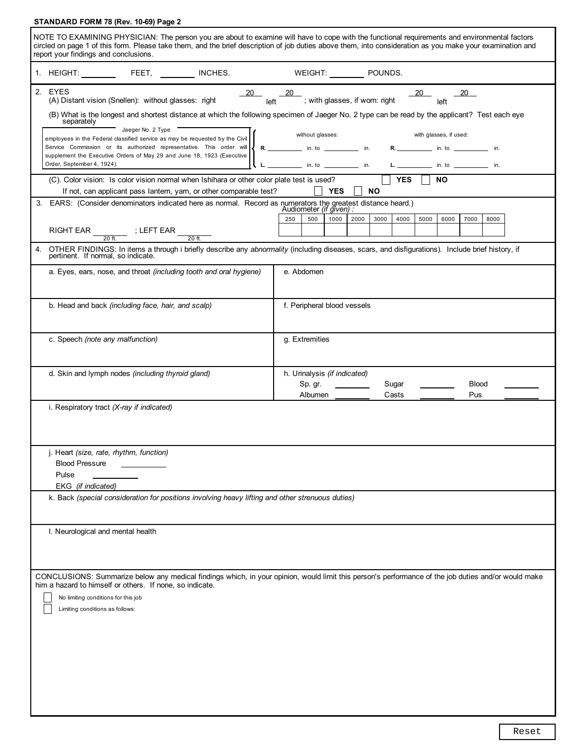STANDARD FORM 78 (Rev. 10-69) Page 2

NOTE TO EXAMINING PHYSICIAN: The person you are about to examine will have to cope with the functional requirements and environmental factors circled on page 1 of this form. Please take them, and the brief description of job duties above them, into consideration as you make your examination and report your findings and conclusions.

1. HEIGHT: ________ FEET, ________ INCHES. WEIGHT: ________ POUNDS.

2. EYES
   (A) Distant vision (Snellen): without glasses: right 20/____ left 20/____ ; with glasses, if worn: right 20/____ left 20/____

   (B) What is the longest and shortest distance at which the following specimen of Jaeger No. 2 type can be read by the applicant? Test each eye separately

Jaeger No. 2 Type

employees in the Federal classified service as may be requested by the Civil Service Commission or its authorized representative. This order will supplement the Executive Orders of May 29 and June 18, 1923 (Executive Order, September 4, 1924).

| | without glasses: | with glasses, if used: |
|---|---|---|
| R. | ________ in. to ________ in. | ________ in. to ________ in. |
| L. | ________ in. to ________ in. | ________ in. to ________ in. |

   (C). Color vision: Is color vision normal when Ishihara or other color plate test is used? ☐ YES ☐ NO

   If not, can applicant pass lantern, yarn, or other comparable test? ☐ YES ☐ NO

3. EARS: (Consider denominators indicated here as normal. Record as numerators the greatest distance heard.)

RIGHT EAR ____/20 ft. ; LEFT EAR ____/20 ft.

Audiometer *(if given)* :

| 250 | 500 | 1000 | 2000 | 3000 | 4000 | 5000 | 6000 | 7000 | 8000 |
|---|---|---|---|---|---|---|---|---|---|
| | | | | | | | | | |

4. OTHER FINDINGS: In items a through i briefly describe any *abnormality* (including diseases, scars, and disfigurations). Include brief history, if pertinent. If normal, so indicate.

a. Eyes, ears, nose, and throat *(including tooth and oral hygiene)*

e. Abdomen

b. Head and back *(including face, hair, and scalp)*

f. Peripheral blood vessels

c. Speech *(note any malfunction)*

g. Extremities

d. Skin and lymph nodes *(including thyroid gland)*

h. Urinalysis *(if indicated)*

| Sp. gr. ________ | Sugar ________ | Blood ________ |
|---|---|---|
| Albumen ________ | Casts ________ | Pus ________ |

i. Respiratory tract *(X-ray if indicated)*

j. Heart *(size, rate, rhythm, function)*

Blood Pressure ________

Pulse ________

EKG *(if indicated)*

k. Back *(special consideration for positions involving heavy lifting and other strenuous duties)*

l. Neurological and mental health

CONCLUSIONS: Summarize below any medical findings which, in your opinion, would limit this person's performance of the job duties and/or would make him a hazard to himself or others. If none, so indicate.

☐ No limiting conditions for this job

☐ Limiting conditions as follows:

Reset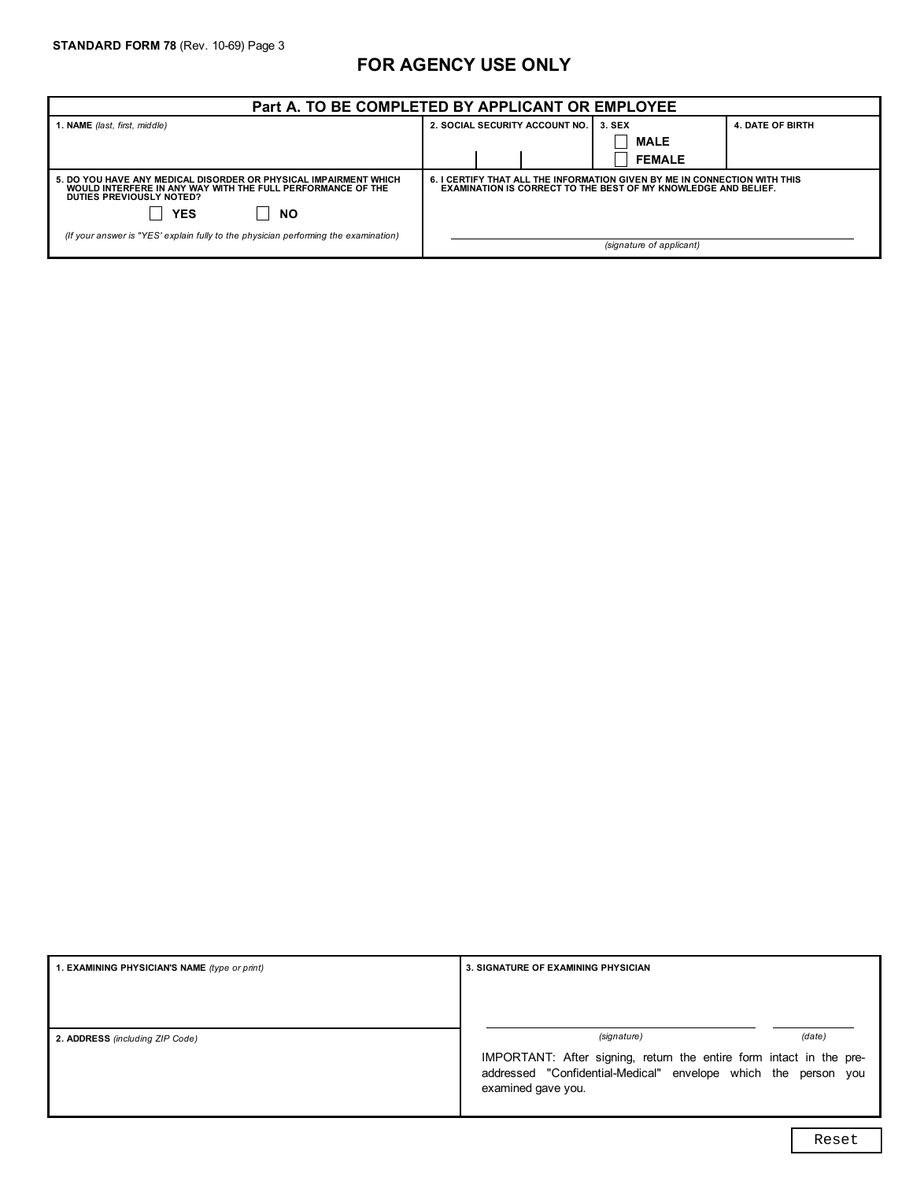**STANDARD FORM 78** (Rev. 10-69) Page 3

# FOR AGENCY USE ONLY

## Part A. TO BE COMPLETED BY APPLICANT OR EMPLOYEE

| 1. NAME *(last, first, middle)* | 2. SOCIAL SECURITY ACCOUNT NO. | 3. SEX | 4. DATE OF BIRTH |
|---|---|---|---|
| | | ☐ MALE ☐ FEMALE | |

| 5. DO YOU HAVE ANY MEDICAL DISORDER OR PHYSICAL IMPAIRMENT WHICH WOULD INTERFERE IN ANY WAY WITH THE FULL PERFORMANCE OF THE DUTIES PREVIOUSLY NOTED? | 6. I CERTIFY THAT ALL THE INFORMATION GIVEN BY ME IN CONNECTION WITH THIS EXAMINATION IS CORRECT TO THE BEST OF MY KNOWLEDGE AND BELIEF. |
|---|---|
| ☐ YES ☐ NO *(If your answer is "YES' explain fully to the physician performing the examination)* | *(signature of applicant)* |

| 1. EXAMINING PHYSICIAN'S NAME *(type or print)* | 3. SIGNATURE OF EXAMINING PHYSICIAN |
|---|---|
| | *(signature)* *(date)* |
| 2. ADDRESS *(including ZIP Code)* | IMPORTANT: After signing, return the entire form intact in the pre-addressed "Confidential-Medical" envelope which the person you examined gave you. |

Reset